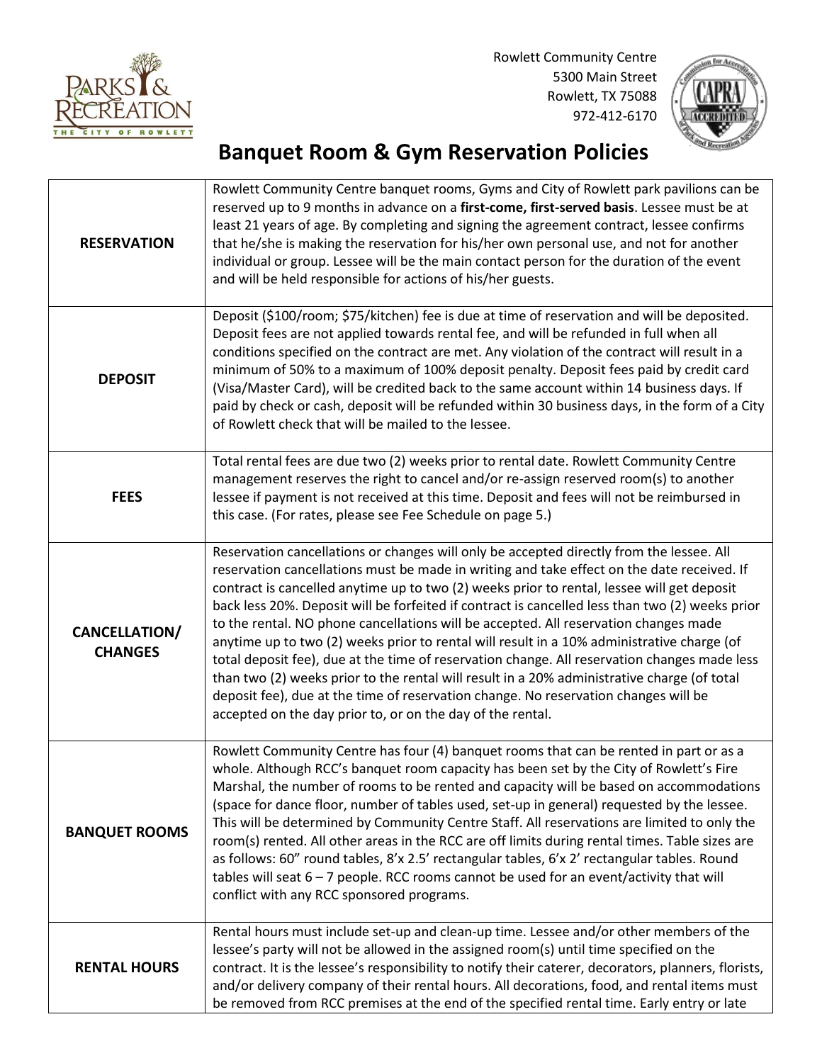Rowlett Community Centre
5300 Main Street
Rowlett, TX 75088
972-412-6170

# Banquet Room & Gym Reservation Policies

| | |
|---|---|
| **RESERVATION** | Rowlett Community Centre banquet rooms, Gyms and City of Rowlett park pavilions can be reserved up to 9 months in advance on a **first-come, first-served basis**. Lessee must be at least 21 years of age. By completing and signing the agreement contract, lessee confirms that he/she is making the reservation for his/her own personal use, and not for another individual or group. Lessee will be the main contact person for the duration of the event and will be held responsible for actions of his/her guests. |
| **DEPOSIT** | Deposit ($100/room; $75/kitchen) fee is due at time of reservation and will be deposited. Deposit fees are not applied towards rental fee, and will be refunded in full when all conditions specified on the contract are met. Any violation of the contract will result in a minimum of 50% to a maximum of 100% deposit penalty. Deposit fees paid by credit card (Visa/Master Card), will be credited back to the same account within 14 business days. If paid by check or cash, deposit will be refunded within 30 business days, in the form of a City of Rowlett check that will be mailed to the lessee. |
| **FEES** | Total rental fees are due two (2) weeks prior to rental date. Rowlett Community Centre management reserves the right to cancel and/or re-assign reserved room(s) to another lessee if payment is not received at this time. Deposit and fees will not be reimbursed in this case. (For rates, please see Fee Schedule on page 5.) |
| **CANCELLATION/ CHANGES** | Reservation cancellations or changes will only be accepted directly from the lessee. All reservation cancellations must be made in writing and take effect on the date received. If contract is cancelled anytime up to two (2) weeks prior to rental, lessee will get deposit back less 20%. Deposit will be forfeited if contract is cancelled less than two (2) weeks prior to the rental. NO phone cancellations will be accepted. All reservation changes made anytime up to two (2) weeks prior to rental will result in a 10% administrative charge (of total deposit fee), due at the time of reservation change. All reservation changes made less than two (2) weeks prior to the rental will result in a 20% administrative charge (of total deposit fee), due at the time of reservation change. No reservation changes will be accepted on the day prior to, or on the day of the rental. |
| **BANQUET ROOMS** | Rowlett Community Centre has four (4) banquet rooms that can be rented in part or as a whole. Although RCC's banquet room capacity has been set by the City of Rowlett's Fire Marshal, the number of rooms to be rented and capacity will be based on accommodations (space for dance floor, number of tables used, set-up in general) requested by the lessee. This will be determined by Community Centre Staff. All reservations are limited to only the room(s) rented. All other areas in the RCC are off limits during rental times. Table sizes are as follows: 60" round tables, 8'x 2.5' rectangular tables, 6'x 2' rectangular tables. Round tables will seat 6 – 7 people. RCC rooms cannot be used for an event/activity that will conflict with any RCC sponsored programs. |
| **RENTAL HOURS** | Rental hours must include set-up and clean-up time. Lessee and/or other members of the lessee's party will not be allowed in the assigned room(s) until time specified on the contract. It is the lessee's responsibility to notify their caterer, decorators, planners, florists, and/or delivery company of their rental hours. All decorations, food, and rental items must be removed from RCC premises at the end of the specified rental time. Early entry or late |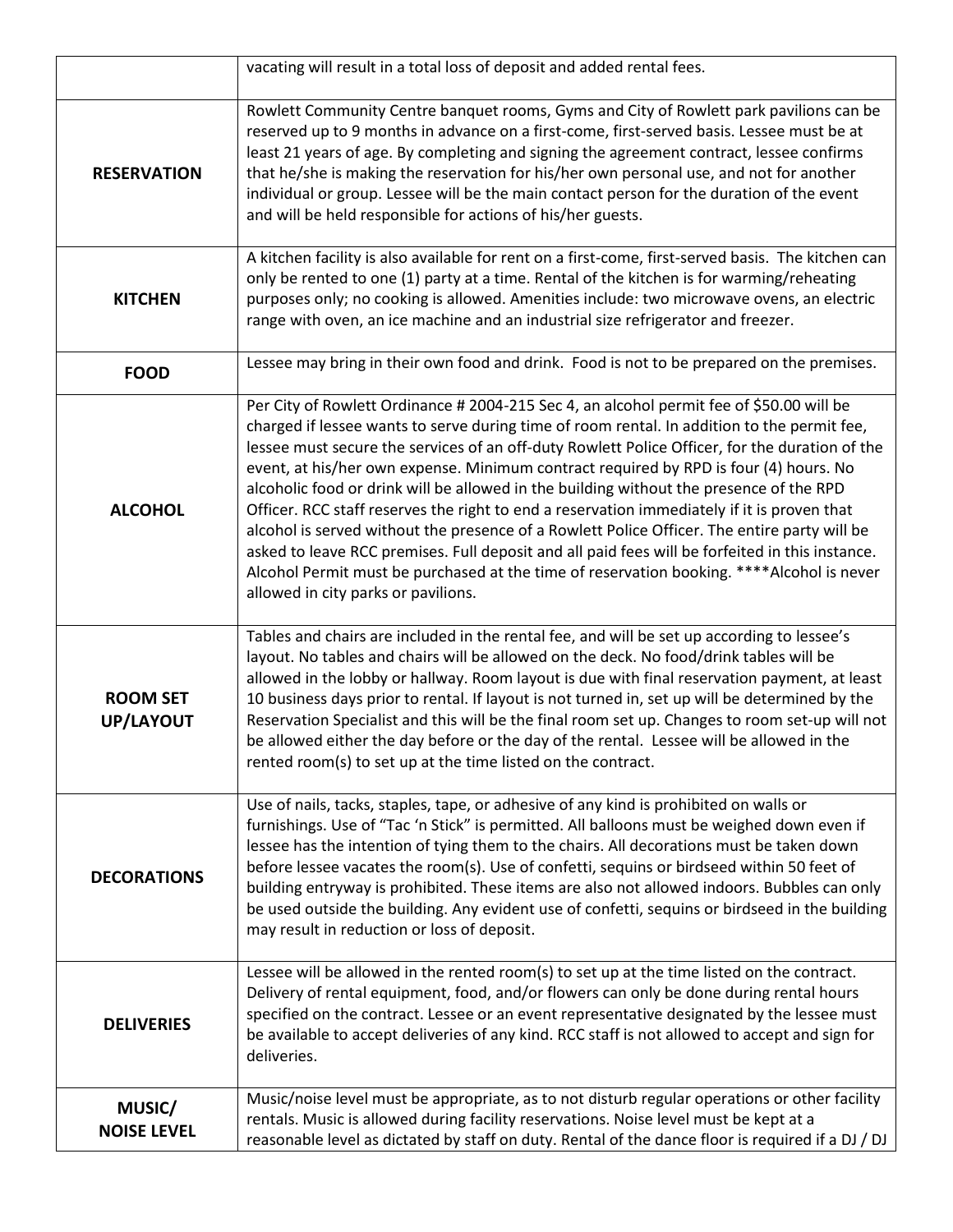| | |
|---|---|
| | vacating will result in a total loss of deposit and added rental fees. |
| **RESERVATION** | Rowlett Community Centre banquet rooms, Gyms and City of Rowlett park pavilions can be reserved up to 9 months in advance on a first-come, first-served basis. Lessee must be at least 21 years of age. By completing and signing the agreement contract, lessee confirms that he/she is making the reservation for his/her own personal use, and not for another individual or group. Lessee will be the main contact person for the duration of the event and will be held responsible for actions of his/her guests. |
| **KITCHEN** | A kitchen facility is also available for rent on a first-come, first-served basis. The kitchen can only be rented to one (1) party at a time. Rental of the kitchen is for warming/reheating purposes only; no cooking is allowed. Amenities include: two microwave ovens, an electric range with oven, an ice machine and an industrial size refrigerator and freezer. |
| **FOOD** | Lessee may bring in their own food and drink. Food is not to be prepared on the premises. |
| **ALCOHOL** | Per City of Rowlett Ordinance # 2004-215 Sec 4, an alcohol permit fee of $50.00 will be charged if lessee wants to serve during time of room rental. In addition to the permit fee, lessee must secure the services of an off-duty Rowlett Police Officer, for the duration of the event, at his/her own expense. Minimum contract required by RPD is four (4) hours. No alcoholic food or drink will be allowed in the building without the presence of the RPD Officer. RCC staff reserves the right to end a reservation immediately if it is proven that alcohol is served without the presence of a Rowlett Police Officer. The entire party will be asked to leave RCC premises. Full deposit and all paid fees will be forfeited in this instance. Alcohol Permit must be purchased at the time of reservation booking. ****Alcohol is never allowed in city parks or pavilions. |
| **ROOM SET UP/LAYOUT** | Tables and chairs are included in the rental fee, and will be set up according to lessee's layout. No tables and chairs will be allowed on the deck. No food/drink tables will be allowed in the lobby or hallway. Room layout is due with final reservation payment, at least 10 business days prior to rental. If layout is not turned in, set up will be determined by the Reservation Specialist and this will be the final room set up. Changes to room set-up will not be allowed either the day before or the day of the rental. Lessee will be allowed in the rented room(s) to set up at the time listed on the contract. |
| **DECORATIONS** | Use of nails, tacks, staples, tape, or adhesive of any kind is prohibited on walls or furnishings. Use of "Tac 'n Stick" is permitted. All balloons must be weighed down even if lessee has the intention of tying them to the chairs. All decorations must be taken down before lessee vacates the room(s). Use of confetti, sequins or birdseed within 50 feet of building entryway is prohibited. These items are also not allowed indoors. Bubbles can only be used outside the building. Any evident use of confetti, sequins or birdseed in the building may result in reduction or loss of deposit. |
| **DELIVERIES** | Lessee will be allowed in the rented room(s) to set up at the time listed on the contract. Delivery of rental equipment, food, and/or flowers can only be done during rental hours specified on the contract. Lessee or an event representative designated by the lessee must be available to accept deliveries of any kind. RCC staff is not allowed to accept and sign for deliveries. |
| **MUSIC/ NOISE LEVEL** | Music/noise level must be appropriate, as to not disturb regular operations or other facility rentals. Music is allowed during facility reservations. Noise level must be kept at a reasonable level as dictated by staff on duty. Rental of the dance floor is required if a DJ / DJ |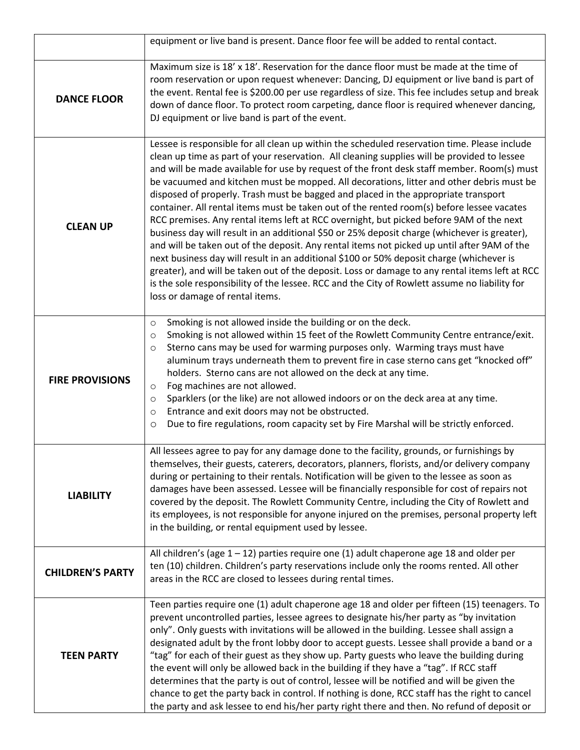| | |
|---|---|
| | equipment or live band is present. Dance floor fee will be added to rental contact. |
| **DANCE FLOOR** | Maximum size is 18' x 18'. Reservation for the dance floor must be made at the time of room reservation or upon request whenever: Dancing, DJ equipment or live band is part of the event. Rental fee is $200.00 per use regardless of size. This fee includes setup and break down of dance floor. To protect room carpeting, dance floor is required whenever dancing, DJ equipment or live band is part of the event. |
| **CLEAN UP** | Lessee is responsible for all clean up within the scheduled reservation time. Please include clean up time as part of your reservation. All cleaning supplies will be provided to lessee and will be made available for use by request of the front desk staff member. Room(s) must be vacuumed and kitchen must be mopped. All decorations, litter and other debris must be disposed of properly. Trash must be bagged and placed in the appropriate transport container. All rental items must be taken out of the rented room(s) before lessee vacates RCC premises. Any rental items left at RCC overnight, but picked before 9AM of the next business day will result in an additional $50 or 25% deposit charge (whichever is greater), and will be taken out of the deposit. Any rental items not picked up until after 9AM of the next business day will result in an additional $100 or 50% deposit charge (whichever is greater), and will be taken out of the deposit. Loss or damage to any rental items left at RCC is the sole responsibility of the lessee. RCC and the City of Rowlett assume no liability for loss or damage of rental items. |
| **FIRE PROVISIONS** | ○ Smoking is not allowed inside the building or on the deck.<br>○ Smoking is not allowed within 15 feet of the Rowlett Community Centre entrance/exit.<br>○ Sterno cans may be used for warming purposes only. Warming trays must have aluminum trays underneath them to prevent fire in case sterno cans get "knocked off" holders. Sterno cans are not allowed on the deck at any time.<br>○ Fog machines are not allowed.<br>○ Sparklers (or the like) are not allowed indoors or on the deck area at any time.<br>○ Entrance and exit doors may not be obstructed.<br>○ Due to fire regulations, room capacity set by Fire Marshal will be strictly enforced. |
| **LIABILITY** | All lessees agree to pay for any damage done to the facility, grounds, or furnishings by themselves, their guests, caterers, decorators, planners, florists, and/or delivery company during or pertaining to their rentals. Notification will be given to the lessee as soon as damages have been assessed. Lessee will be financially responsible for cost of repairs not covered by the deposit. The Rowlett Community Centre, including the City of Rowlett and its employees, is not responsible for anyone injured on the premises, personal property left in the building, or rental equipment used by lessee. |
| **CHILDREN'S PARTY** | All children's (age 1 – 12) parties require one (1) adult chaperone age 18 and older per ten (10) children. Children's party reservations include only the rooms rented. All other areas in the RCC are closed to lessees during rental times. |
| **TEEN PARTY** | Teen parties require one (1) adult chaperone age 18 and older per fifteen (15) teenagers. To prevent uncontrolled parties, lessee agrees to designate his/her party as "by invitation only". Only guests with invitations will be allowed in the building. Lessee shall assign a designated adult by the front lobby door to accept guests. Lessee shall provide a band or a "tag" for each of their guest as they show up. Party guests who leave the building during the event will only be allowed back in the building if they have a "tag". If RCC staff determines that the party is out of control, lessee will be notified and will be given the chance to get the party back in control. If nothing is done, RCC staff has the right to cancel the party and ask lessee to end his/her party right there and then. No refund of deposit or |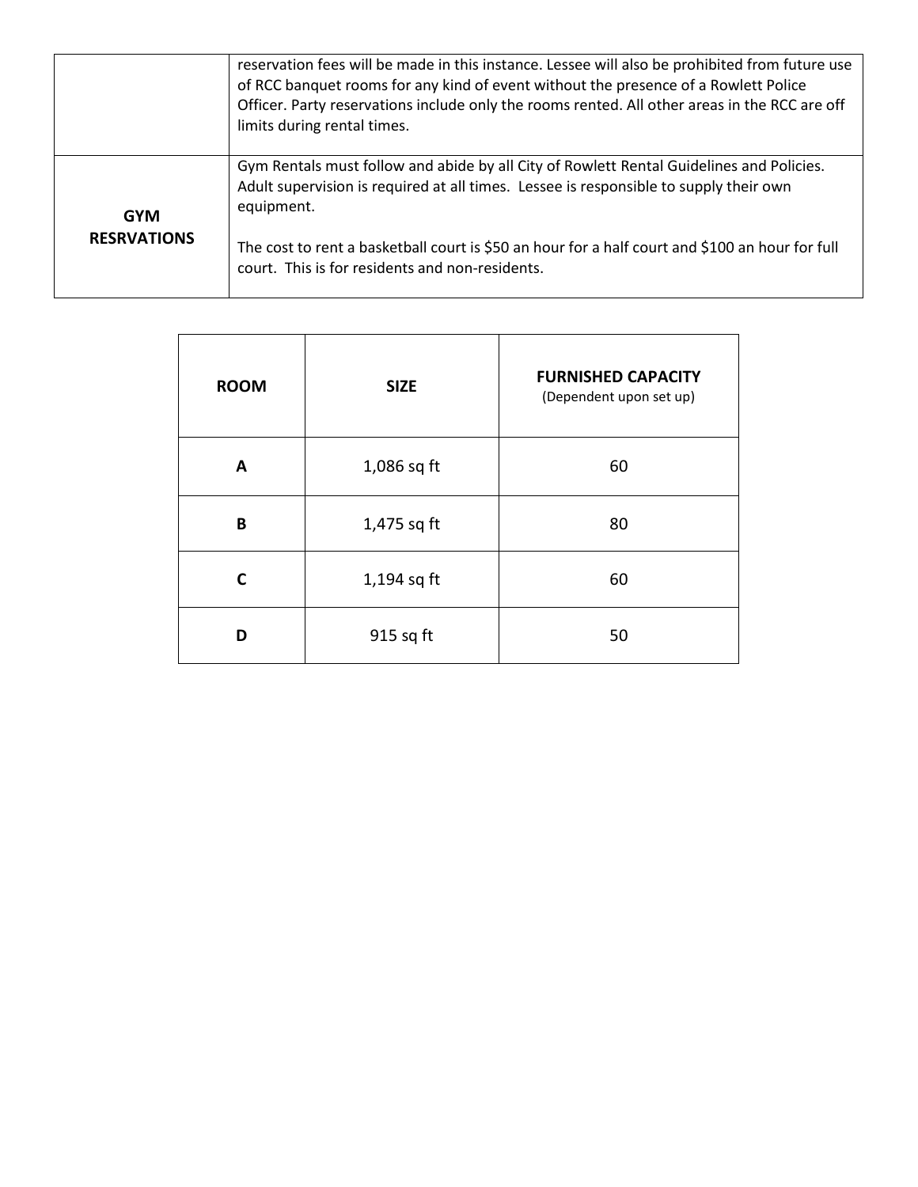| | |
|---|---|
| | reservation fees will be made in this instance. Lessee will also be prohibited from future use of RCC banquet rooms for any kind of event without the presence of a Rowlett Police Officer. Party reservations include only the rooms rented. All other areas in the RCC are off limits during rental times. |
| **GYM RESRVATIONS** | Gym Rentals must follow and abide by all City of Rowlett Rental Guidelines and Policies. Adult supervision is required at all times. Lessee is responsible to supply their own equipment.<br><br>The cost to rent a basketball court is $50 an hour for a half court and $100 an hour for full court. This is for residents and non-residents. |

| **ROOM** | **SIZE** | **FURNISHED CAPACITY** (Dependent upon set up) |
|---|---|---|
| **A** | 1,086 sq ft | 60 |
| **B** | 1,475 sq ft | 80 |
| **C** | 1,194 sq ft | 60 |
| **D** | 915 sq ft | 50 |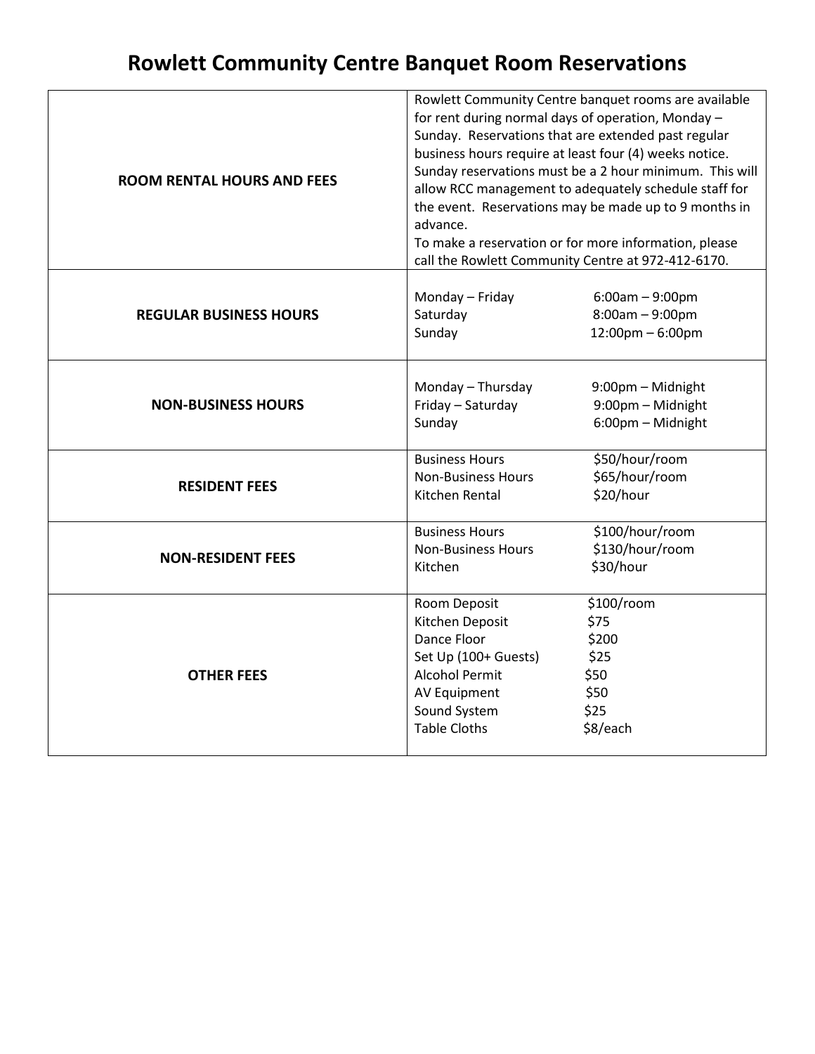# Rowlett Community Centre Banquet Room Reservations

| | |
|---|---|
| **ROOM RENTAL HOURS AND FEES** | Rowlett Community Centre banquet rooms are available for rent during normal days of operation, Monday – Sunday. Reservations that are extended past regular business hours require at least four (4) weeks notice. Sunday reservations must be a 2 hour minimum. This will allow RCC management to adequately schedule staff for the event. Reservations may be made up to 9 months in advance.<br>To make a reservation or for more information, please call the Rowlett Community Centre at 972-412-6170. |
| **REGULAR BUSINESS HOURS** | Monday – Friday 6:00am – 9:00pm<br>Saturday 8:00am – 9:00pm<br>Sunday 12:00pm – 6:00pm |
| **NON-BUSINESS HOURS** | Monday – Thursday 9:00pm – Midnight<br>Friday – Saturday 9:00pm – Midnight<br>Sunday 6:00pm – Midnight |
| **RESIDENT FEES** | Business Hours $50/hour/room<br>Non-Business Hours $65/hour/room<br>Kitchen Rental $20/hour |
| **NON-RESIDENT FEES** | Business Hours $100/hour/room<br>Non-Business Hours $130/hour/room<br>Kitchen $30/hour |
| **OTHER FEES** | Room Deposit $100/room<br>Kitchen Deposit $75<br>Dance Floor $200<br>Set Up (100+ Guests) $25<br>Alcohol Permit $50<br>AV Equipment $50<br>Sound System $25<br>Table Cloths $8/each |